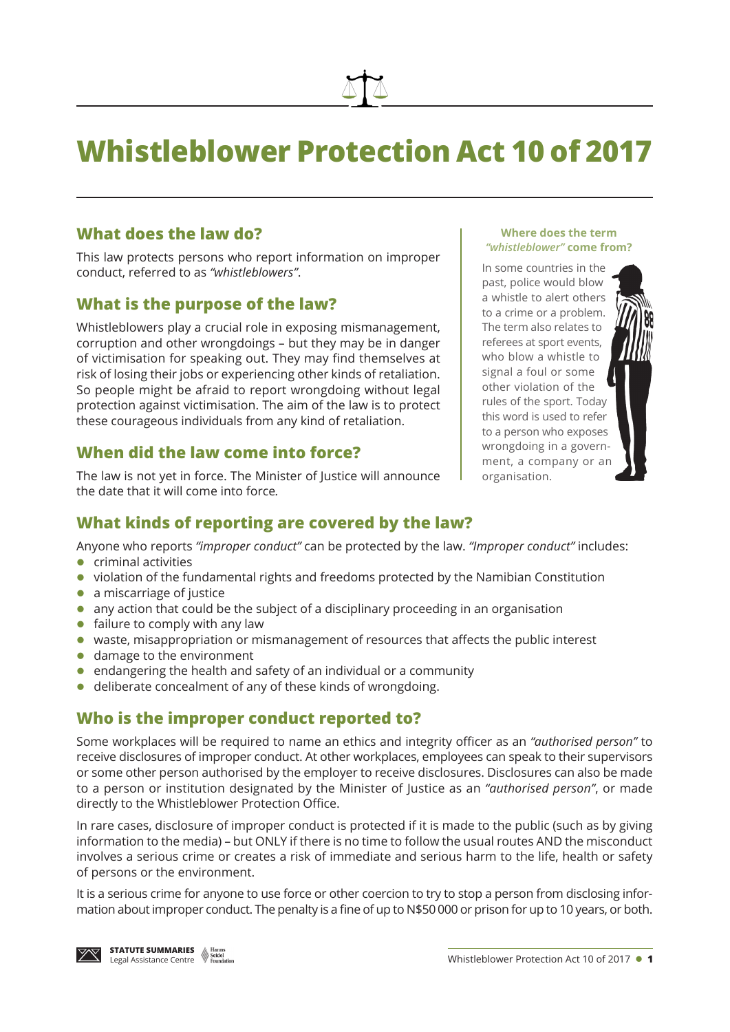# Whistleblower Protection Act 10 of 2017

## What does the law do?

This law protects persons who report information on improper conduct, referred to as *"whistleblowers"*.

## What is the purpose of the law?

Whistleblowers play a crucial role in exposing mismanagement, corruption and other wrongdoings – but they may be in danger of victimisation for speaking out. They may find themselves at risk of losing their jobs or experiencing other kinds of retaliation. So people might be afraid to report wrongdoing without legal protection against victimisation. The aim of the law is to protect these courageous individuals from any kind of retaliation.

## When did the law come into force?

The law is not yet in force. The Minister of Justice will announce the date that it will come into force.

**Where does the term *"whistleblower"* come from?**

In some countries in the past, police would blow a whistle to alert others to a crime or a problem. The term also relates to referees at sport events, who blow a whistle to signal a foul or some other violation of the rules of the sport. Today this word is used to refer to a person who exposes wrongdoing in a government, a company or an organisation.

## What kinds of reporting are covered by the law?

Anyone who reports *"improper conduct"* can be protected by the law. *"Improper conduct"* includes:

- criminal activities
- violation of the fundamental rights and freedoms protected by the Namibian Constitution
- a miscarriage of justice
- any action that could be the subject of a disciplinary proceeding in an organisation
- failure to comply with any law
- waste, misappropriation or mismanagement of resources that affects the public interest
- damage to the environment
- endangering the health and safety of an individual or a community
- deliberate concealment of any of these kinds of wrongdoing.

## Who is the improper conduct reported to?

Some workplaces will be required to name an ethics and integrity officer as an *"authorised person"* to receive disclosures of improper conduct. At other workplaces, employees can speak to their supervisors or some other person authorised by the employer to receive disclosures. Disclosures can also be made to a person or institution designated by the Minister of Justice as an *"authorised person"*, or made directly to the Whistleblower Protection Office.

In rare cases, disclosure of improper conduct is protected if it is made to the public (such as by giving information to the media) – but ONLY if there is no time to follow the usual routes AND the misconduct involves a serious crime or creates a risk of immediate and serious harm to the life, health or safety of persons or the environment.

It is a serious crime for anyone to use force or other coercion to try to stop a person from disclosing information about improper conduct. The penalty is a fine of up to N$50 000 or prison for up to 10 years, or both.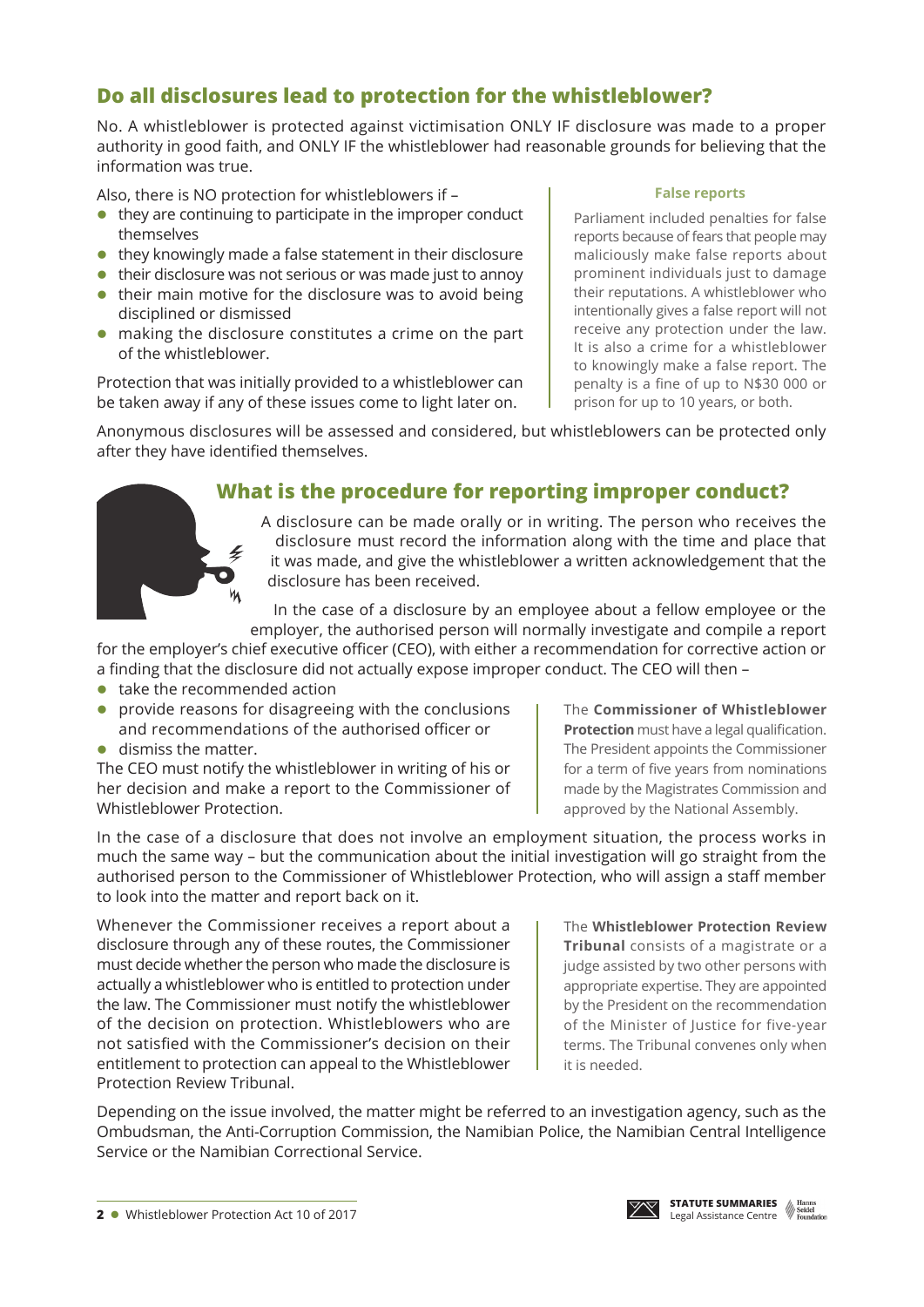## Do all disclosures lead to protection for the whistleblower?

No. A whistleblower is protected against victimisation ONLY IF disclosure was made to a proper authority in good faith, and ONLY IF the whistleblower had reasonable grounds for believing that the information was true.

Also, there is NO protection for whistleblowers if –

- they are continuing to participate in the improper conduct themselves
- they knowingly made a false statement in their disclosure
- their disclosure was not serious or was made just to annoy
- their main motive for the disclosure was to avoid being disciplined or dismissed
- making the disclosure constitutes a crime on the part of the whistleblower.

Protection that was initially provided to a whistleblower can be taken away if any of these issues come to light later on.

**False reports**

Parliament included penalties for false reports because of fears that people may maliciously make false reports about prominent individuals just to damage their reputations. A whistleblower who intentionally gives a false report will not receive any protection under the law. It is also a crime for a whistleblower to knowingly make a false report. The penalty is a fine of up to N$30 000 or prison for up to 10 years, or both.

Anonymous disclosures will be assessed and considered, but whistleblowers can be protected only after they have identified themselves.

## What is the procedure for reporting improper conduct?

A disclosure can be made orally or in writing. The person who receives the disclosure must record the information along with the time and place that it was made, and give the whistleblower a written acknowledgement that the disclosure has been received.

In the case of a disclosure by an employee about a fellow employee or the employer, the authorised person will normally investigate and compile a report for the employer's chief executive officer (CEO), with either a recommendation for corrective action or a finding that the disclosure did not actually expose improper conduct. The CEO will then –

- take the recommended action
- provide reasons for disagreeing with the conclusions and recommendations of the authorised officer or
- dismiss the matter.

The CEO must notify the whistleblower in writing of his or her decision and make a report to the Commissioner of Whistleblower Protection.

The **Commissioner of Whistleblower Protection** must have a legal qualification. The President appoints the Commissioner for a term of five years from nominations made by the Magistrates Commission and approved by the National Assembly.

In the case of a disclosure that does not involve an employment situation, the process works in much the same way – but the communication about the initial investigation will go straight from the authorised person to the Commissioner of Whistleblower Protection, who will assign a staff member to look into the matter and report back on it.

Whenever the Commissioner receives a report about a disclosure through any of these routes, the Commissioner must decide whether the person who made the disclosure is actually a whistleblower who is entitled to protection under the law. The Commissioner must notify the whistleblower of the decision on protection. Whistleblowers who are not satisfied with the Commissioner's decision on their entitlement to protection can appeal to the Whistleblower Protection Review Tribunal.

The **Whistleblower Protection Review Tribunal** consists of a magistrate or a judge assisted by two other persons with appropriate expertise. They are appointed by the President on the recommendation of the Minister of Justice for five-year terms. The Tribunal convenes only when it is needed.

Depending on the issue involved, the matter might be referred to an investigation agency, such as the Ombudsman, the Anti-Corruption Commission, the Namibian Police, the Namibian Central Intelligence Service or the Namibian Correctional Service.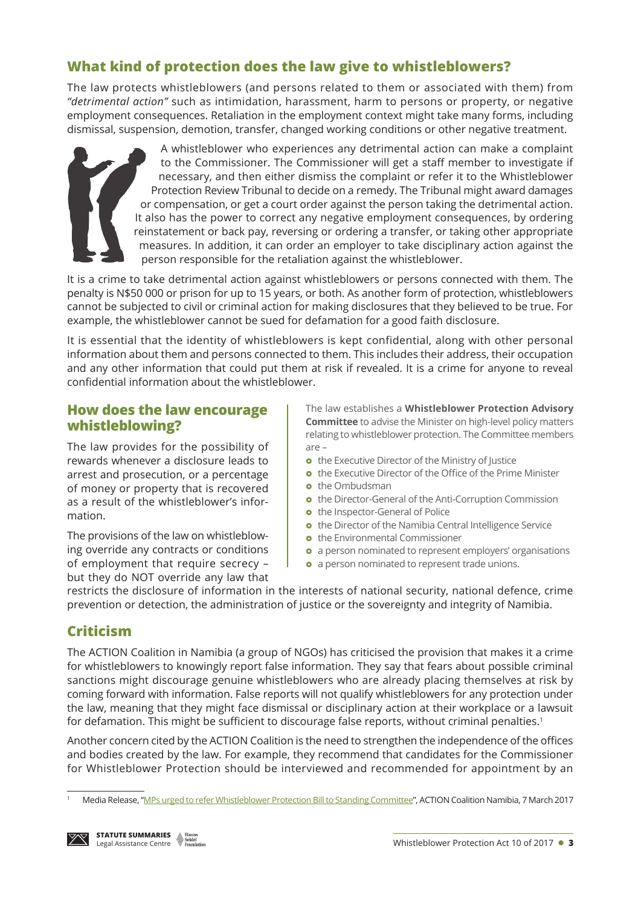## What kind of protection does the law give to whistleblowers?

The law protects whistleblowers (and persons related to them or associated with them) from *"detrimental action"* such as intimidation, harassment, harm to persons or property, or negative employment consequences. Retaliation in the employment context might take many forms, including dismissal, suspension, demotion, transfer, changed working conditions or other negative treatment.

A whistleblower who experiences any detrimental action can make a complaint to the Commissioner. The Commissioner will get a staff member to investigate if necessary, and then either dismiss the complaint or refer it to the Whistleblower Protection Review Tribunal to decide on a remedy. The Tribunal might award damages or compensation, or get a court order against the person taking the detrimental action. It also has the power to correct any negative employment consequences, by ordering reinstatement or back pay, reversing or ordering a transfer, or taking other appropriate measures. In addition, it can order an employer to take disciplinary action against the person responsible for the retaliation against the whistleblower.

It is a crime to take detrimental action against whistleblowers or persons connected with them. The penalty is N$50 000 or prison for up to 15 years, or both. As another form of protection, whistleblowers cannot be subjected to civil or criminal action for making disclosures that they believed to be true. For example, the whistleblower cannot be sued for defamation for a good faith disclosure.

It is essential that the identity of whistleblowers is kept confidential, along with other personal information about them and persons connected to them. This includes their address, their occupation and any other information that could put them at risk if revealed. It is a crime for anyone to reveal confidential information about the whistleblower.

## How does the law encourage whistleblowing?

The law provides for the possibility of rewards whenever a disclosure leads to arrest and prosecution, or a percentage of money or property that is recovered as a result of the whistleblower's information.

The provisions of the law on whistleblowing override any contracts or conditions of employment that require secrecy – but they do NOT override any law that restricts the disclosure of information in the interests of national security, national defence, crime prevention or detection, the administration of justice or the sovereignty and integrity of Namibia.

The law establishes a **Whistleblower Protection Advisory Committee** to advise the Minister on high-level policy matters relating to whistleblower protection. The Committee members are –

- the Executive Director of the Ministry of Justice
- the Executive Director of the Office of the Prime Minister
- the Ombudsman
- the Director-General of the Anti-Corruption Commission
- the Inspector-General of Police
- the Director of the Namibia Central Intelligence Service
- the Environmental Commissioner
- a person nominated to represent employers' organisations
- a person nominated to represent trade unions.

## Criticism

The ACTION Coalition in Namibia (a group of NGOs) has criticised the provision that makes it a crime for whistleblowers to knowingly report false information. They say that fears about possible criminal sanctions might discourage genuine whistleblowers who are already placing themselves at risk by coming forward with information. False reports will not qualify whistleblowers for any protection under the law, meaning that they might face dismissal or disciplinary action at their workplace or a lawsuit for defamation. This might be sufficient to discourage false reports, without criminal penalties.[1]

Another concern cited by the ACTION Coalition is the need to strengthen the independence of the offices and bodies created by the law. For example, they recommend that candidates for the Commissioner for Whistleblower Protection should be interviewed and recommended for appointment by an

[1] Media Release, "MPs urged to refer Whistleblower Protection Bill to Standing Committee", ACTION Coalition Namibia, 7 March 2017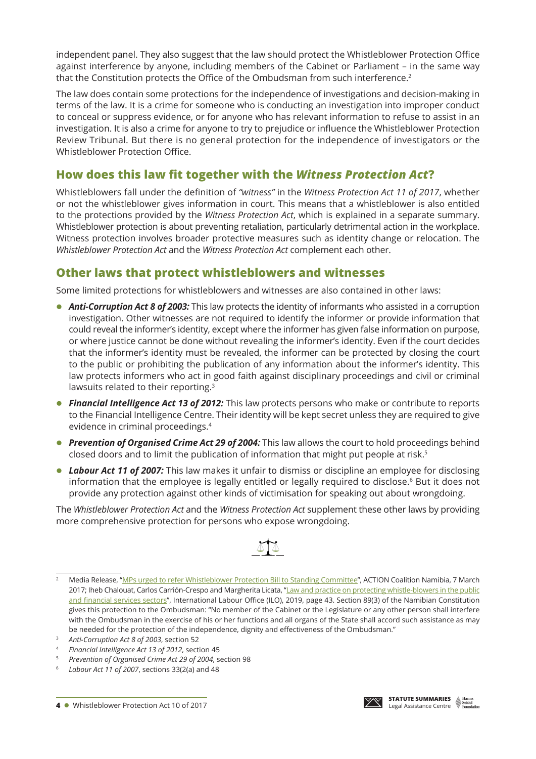independent panel. They also suggest that the law should protect the Whistleblower Protection Office against interference by anyone, including members of the Cabinet or Parliament – in the same way that the Constitution protects the Office of the Ombudsman from such interference.[2]

The law does contain some protections for the independence of investigations and decision-making in terms of the law. It is a crime for someone who is conducting an investigation into improper conduct to conceal or suppress evidence, or for anyone who has relevant information to refuse to assist in an investigation. It is also a crime for anyone to try to prejudice or influence the Whistleblower Protection Review Tribunal. But there is no general protection for the independence of investigators or the Whistleblower Protection Office.

## How does this law fit together with the *Witness Protection Act*?

Whistleblowers fall under the definition of *"witness"* in the *Witness Protection Act 11 of 2017*, whether or not the whistleblower gives information in court. This means that a whistleblower is also entitled to the protections provided by the *Witness Protection Act*, which is explained in a separate summary. Whistleblower protection is about preventing retaliation, particularly detrimental action in the workplace. Witness protection involves broader protective measures such as identity change or relocation. The *Whistleblower Protection Act* and the *Witness Protection Act* complement each other.

## Other laws that protect whistleblowers and witnesses

Some limited protections for whistleblowers and witnesses are also contained in other laws:

- ***Anti-Corruption Act 8 of 2003:*** This law protects the identity of informants who assisted in a corruption investigation. Other witnesses are not required to identify the informer or provide information that could reveal the informer's identity, except where the informer has given false information on purpose, or where justice cannot be done without revealing the informer's identity. Even if the court decides that the informer's identity must be revealed, the informer can be protected by closing the court to the public or prohibiting the publication of any information about the informer's identity. This law protects informers who act in good faith against disciplinary proceedings and civil or criminal lawsuits related to their reporting.[3]
- ***Financial Intelligence Act 13 of 2012:*** This law protects persons who make or contribute to reports to the Financial Intelligence Centre. Their identity will be kept secret unless they are required to give evidence in criminal proceedings.[4]
- ***Prevention of Organised Crime Act 29 of 2004:*** This law allows the court to hold proceedings behind closed doors and to limit the publication of information that might put people at risk.[5]
- ***Labour Act 11 of 2007:*** This law makes it unfair to dismiss or discipline an employee for disclosing information that the employee is legally entitled or legally required to disclose.[6] But it does not provide any protection against other kinds of victimisation for speaking out about wrongdoing.

The *Whistleblower Protection Act* and the *Witness Protection Act* supplement these other laws by providing more comprehensive protection for persons who expose wrongdoing.

---

[2] Media Release, "MPs urged to refer Whistleblower Protection Bill to Standing Committee", ACTION Coalition Namibia, 7 March 2017; Iheb Chalouat, Carlos Carrión-Crespo and Margherita Licata, "Law and practice on protecting whistle-blowers in the public and financial services sectors", International Labour Office (ILO), 2019, page 43. Section 89(3) of the Namibian Constitution gives this protection to the Ombudsman: "No member of the Cabinet or the Legislature or any other person shall interfere with the Ombudsman in the exercise of his or her functions and all organs of the State shall accord such assistance as may be needed for the protection of the independence, dignity and effectiveness of the Ombudsman."

[3] *Anti-Corruption Act 8 of 2003*, section 52

[4] *Financial Intelligence Act 13 of 2012*, section 45

[5] *Prevention of Organised Crime Act 29 of 2004*, section 98

[6] *Labour Act 11 of 2007*, sections 33(2(a) and 48